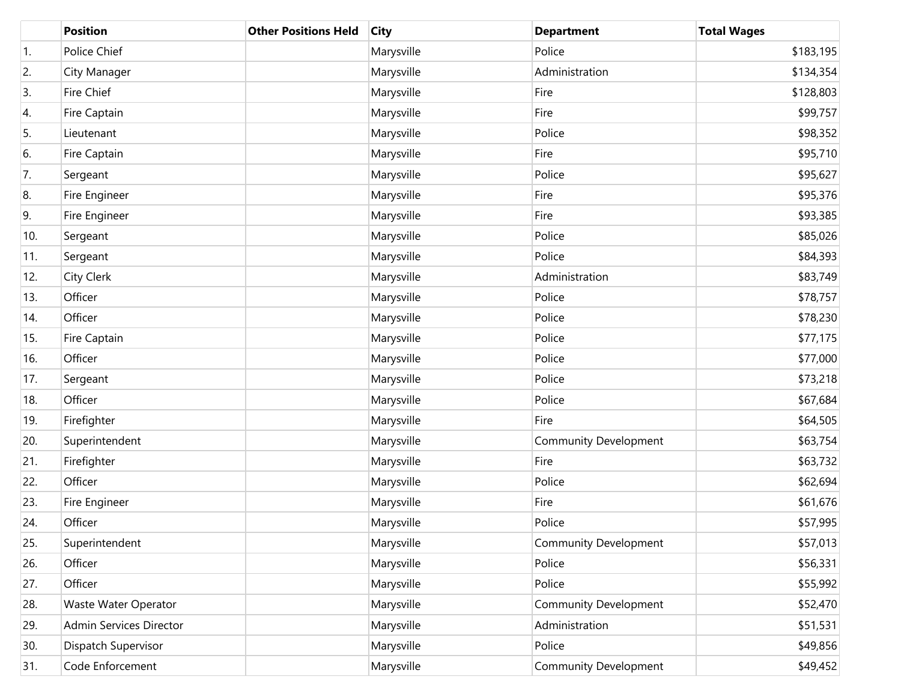| | Position | Other Positions Held | City | Department | Total Wages |
|---|---|---|---|---|---|
| 1. | Police Chief | | Marysville | Police | $183,195 |
| 2. | City Manager | | Marysville | Administration | $134,354 |
| 3. | Fire Chief | | Marysville | Fire | $128,803 |
| 4. | Fire Captain | | Marysville | Fire | $99,757 |
| 5. | Lieutenant | | Marysville | Police | $98,352 |
| 6. | Fire Captain | | Marysville | Fire | $95,710 |
| 7. | Sergeant | | Marysville | Police | $95,627 |
| 8. | Fire Engineer | | Marysville | Fire | $95,376 |
| 9. | Fire Engineer | | Marysville | Fire | $93,385 |
| 10. | Sergeant | | Marysville | Police | $85,026 |
| 11. | Sergeant | | Marysville | Police | $84,393 |
| 12. | City Clerk | | Marysville | Administration | $83,749 |
| 13. | Officer | | Marysville | Police | $78,757 |
| 14. | Officer | | Marysville | Police | $78,230 |
| 15. | Fire Captain | | Marysville | Police | $77,175 |
| 16. | Officer | | Marysville | Police | $77,000 |
| 17. | Sergeant | | Marysville | Police | $73,218 |
| 18. | Officer | | Marysville | Police | $67,684 |
| 19. | Firefighter | | Marysville | Fire | $64,505 |
| 20. | Superintendent | | Marysville | Community Development | $63,754 |
| 21. | Firefighter | | Marysville | Fire | $63,732 |
| 22. | Officer | | Marysville | Police | $62,694 |
| 23. | Fire Engineer | | Marysville | Fire | $61,676 |
| 24. | Officer | | Marysville | Police | $57,995 |
| 25. | Superintendent | | Marysville | Community Development | $57,013 |
| 26. | Officer | | Marysville | Police | $56,331 |
| 27. | Officer | | Marysville | Police | $55,992 |
| 28. | Waste Water Operator | | Marysville | Community Development | $52,470 |
| 29. | Admin Services Director | | Marysville | Administration | $51,531 |
| 30. | Dispatch Supervisor | | Marysville | Police | $49,856 |
| 31. | Code Enforcement | | Marysville | Community Development | $49,452 |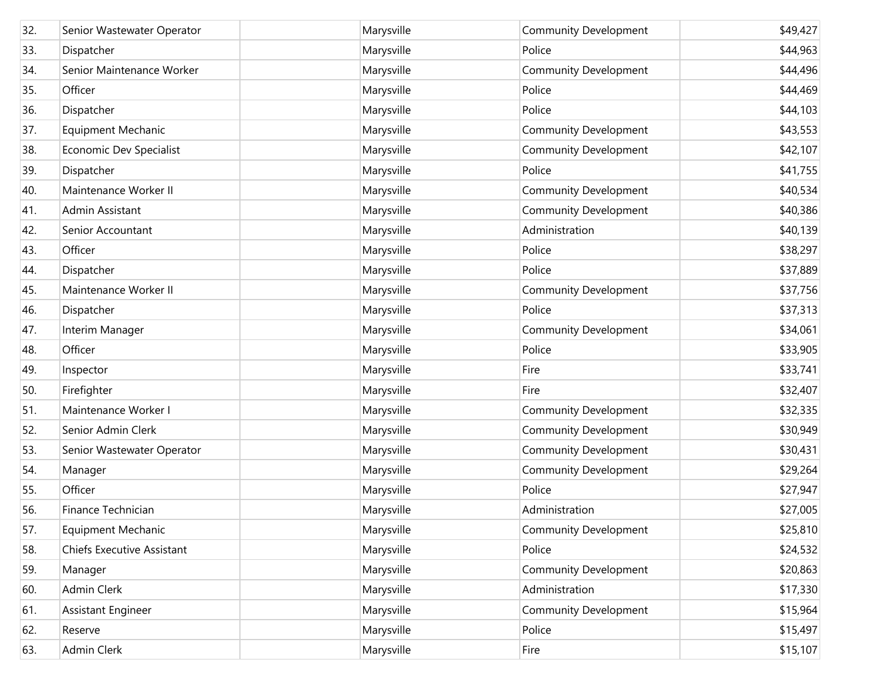| | | | | | |
|---|---|---|---|---|---|
| 32. | Senior Wastewater Operator | | Marysville | Community Development | $49,427 |
| 33. | Dispatcher | | Marysville | Police | $44,963 |
| 34. | Senior Maintenance Worker | | Marysville | Community Development | $44,496 |
| 35. | Officer | | Marysville | Police | $44,469 |
| 36. | Dispatcher | | Marysville | Police | $44,103 |
| 37. | Equipment Mechanic | | Marysville | Community Development | $43,553 |
| 38. | Economic Dev Specialist | | Marysville | Community Development | $42,107 |
| 39. | Dispatcher | | Marysville | Police | $41,755 |
| 40. | Maintenance Worker II | | Marysville | Community Development | $40,534 |
| 41. | Admin Assistant | | Marysville | Community Development | $40,386 |
| 42. | Senior Accountant | | Marysville | Administration | $40,139 |
| 43. | Officer | | Marysville | Police | $38,297 |
| 44. | Dispatcher | | Marysville | Police | $37,889 |
| 45. | Maintenance Worker II | | Marysville | Community Development | $37,756 |
| 46. | Dispatcher | | Marysville | Police | $37,313 |
| 47. | Interim Manager | | Marysville | Community Development | $34,061 |
| 48. | Officer | | Marysville | Police | $33,905 |
| 49. | Inspector | | Marysville | Fire | $33,741 |
| 50. | Firefighter | | Marysville | Fire | $32,407 |
| 51. | Maintenance Worker I | | Marysville | Community Development | $32,335 |
| 52. | Senior Admin Clerk | | Marysville | Community Development | $30,949 |
| 53. | Senior Wastewater Operator | | Marysville | Community Development | $30,431 |
| 54. | Manager | | Marysville | Community Development | $29,264 |
| 55. | Officer | | Marysville | Police | $27,947 |
| 56. | Finance Technician | | Marysville | Administration | $27,005 |
| 57. | Equipment Mechanic | | Marysville | Community Development | $25,810 |
| 58. | Chiefs Executive Assistant | | Marysville | Police | $24,532 |
| 59. | Manager | | Marysville | Community Development | $20,863 |
| 60. | Admin Clerk | | Marysville | Administration | $17,330 |
| 61. | Assistant Engineer | | Marysville | Community Development | $15,964 |
| 62. | Reserve | | Marysville | Police | $15,497 |
| 63. | Admin Clerk | | Marysville | Fire | $15,107 |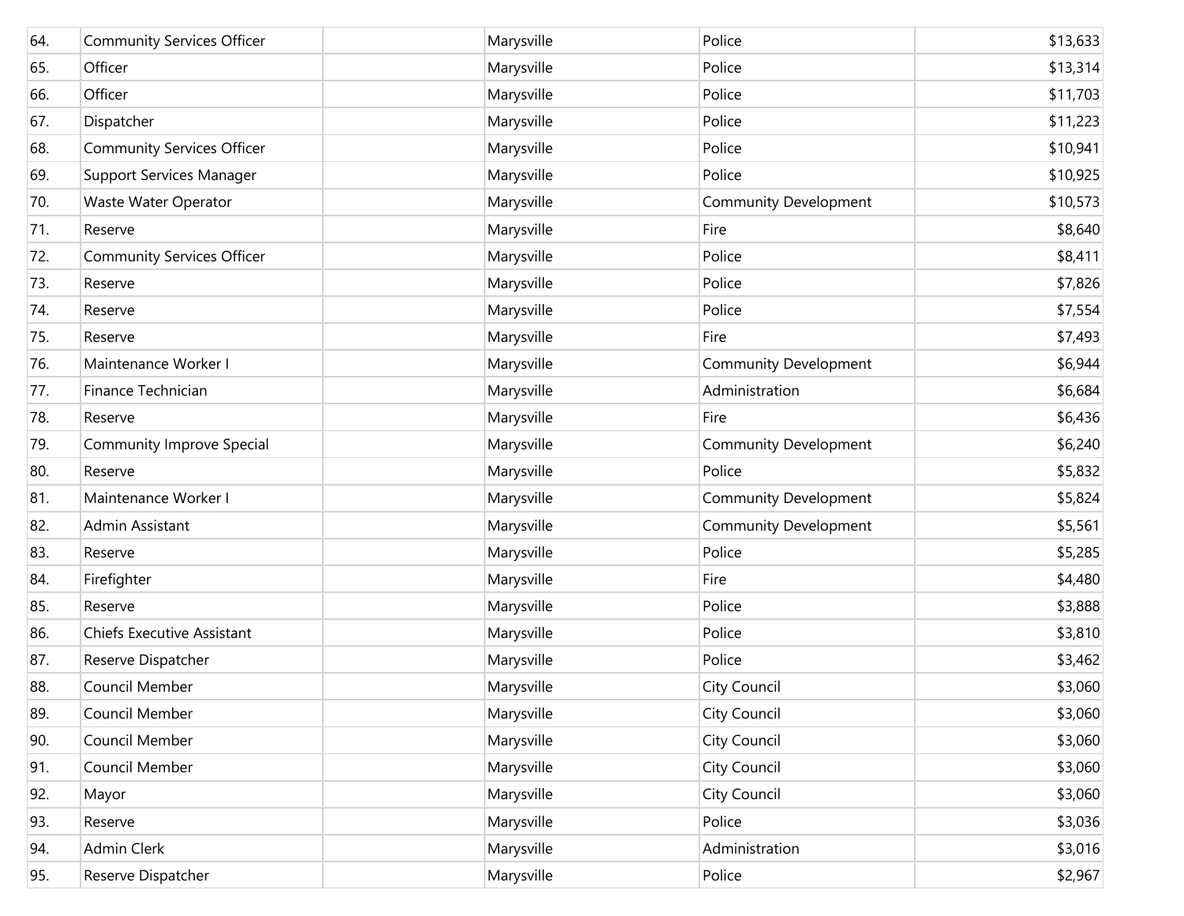| | | | | | |
|---|---|---|---|---|---|
| 64. | Community Services Officer | | Marysville | Police | $13,633 |
| 65. | Officer | | Marysville | Police | $13,314 |
| 66. | Officer | | Marysville | Police | $11,703 |
| 67. | Dispatcher | | Marysville | Police | $11,223 |
| 68. | Community Services Officer | | Marysville | Police | $10,941 |
| 69. | Support Services Manager | | Marysville | Police | $10,925 |
| 70. | Waste Water Operator | | Marysville | Community Development | $10,573 |
| 71. | Reserve | | Marysville | Fire | $8,640 |
| 72. | Community Services Officer | | Marysville | Police | $8,411 |
| 73. | Reserve | | Marysville | Police | $7,826 |
| 74. | Reserve | | Marysville | Police | $7,554 |
| 75. | Reserve | | Marysville | Fire | $7,493 |
| 76. | Maintenance Worker I | | Marysville | Community Development | $6,944 |
| 77. | Finance Technician | | Marysville | Administration | $6,684 |
| 78. | Reserve | | Marysville | Fire | $6,436 |
| 79. | Community Improve Special | | Marysville | Community Development | $6,240 |
| 80. | Reserve | | Marysville | Police | $5,832 |
| 81. | Maintenance Worker I | | Marysville | Community Development | $5,824 |
| 82. | Admin Assistant | | Marysville | Community Development | $5,561 |
| 83. | Reserve | | Marysville | Police | $5,285 |
| 84. | Firefighter | | Marysville | Fire | $4,480 |
| 85. | Reserve | | Marysville | Police | $3,888 |
| 86. | Chiefs Executive Assistant | | Marysville | Police | $3,810 |
| 87. | Reserve Dispatcher | | Marysville | Police | $3,462 |
| 88. | Council Member | | Marysville | City Council | $3,060 |
| 89. | Council Member | | Marysville | City Council | $3,060 |
| 90. | Council Member | | Marysville | City Council | $3,060 |
| 91. | Council Member | | Marysville | City Council | $3,060 |
| 92. | Mayor | | Marysville | City Council | $3,060 |
| 93. | Reserve | | Marysville | Police | $3,036 |
| 94. | Admin Clerk | | Marysville | Administration | $3,016 |
| 95. | Reserve Dispatcher | | Marysville | Police | $2,967 |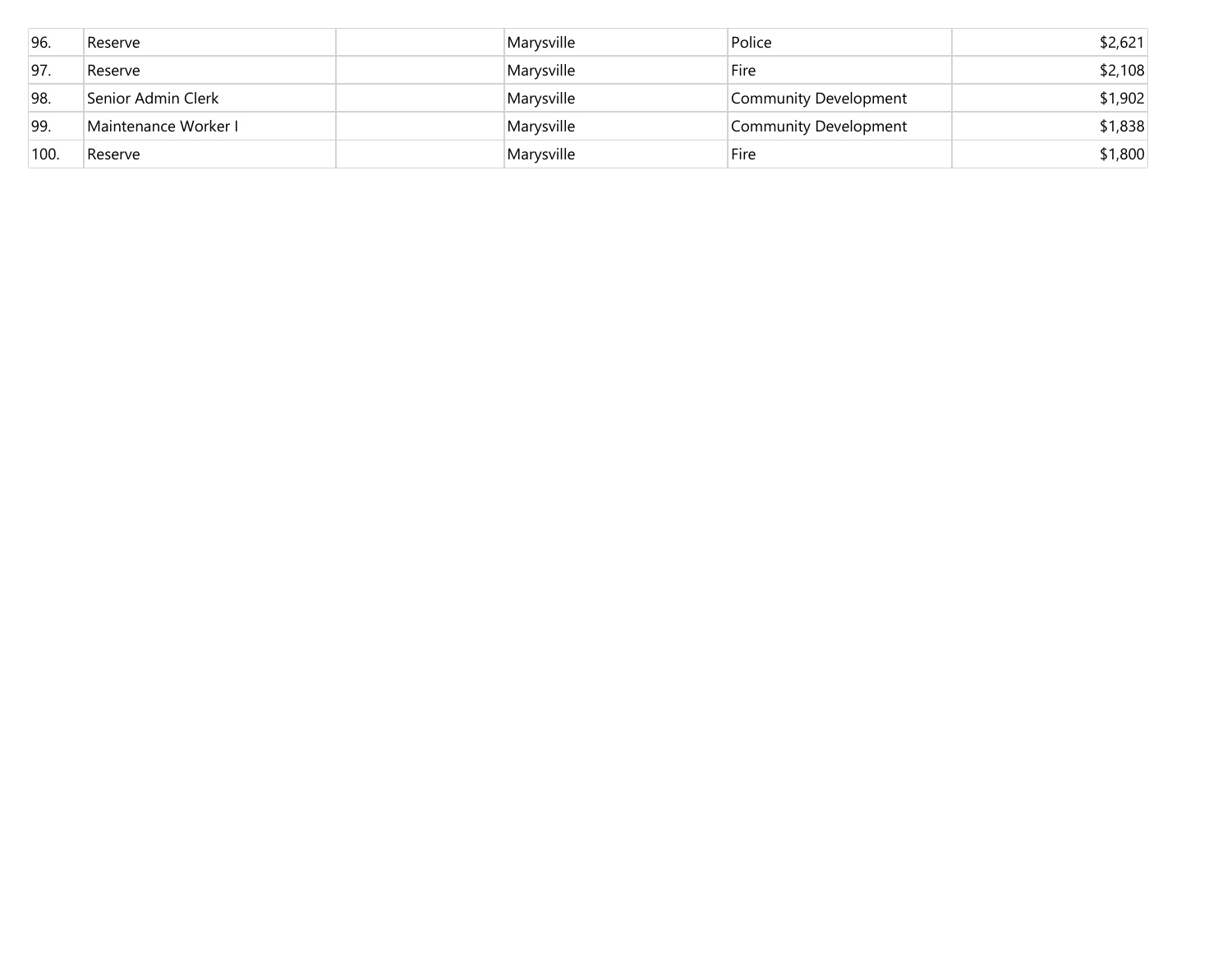| | | | | | |
|---|---|---|---|---|---|
| 96. | Reserve | | Marysville | Police | $2,621 |
| 97. | Reserve | | Marysville | Fire | $2,108 |
| 98. | Senior Admin Clerk | | Marysville | Community Development | $1,902 |
| 99. | Maintenance Worker I | | Marysville | Community Development | $1,838 |
| 100. | Reserve | | Marysville | Fire | $1,800 |